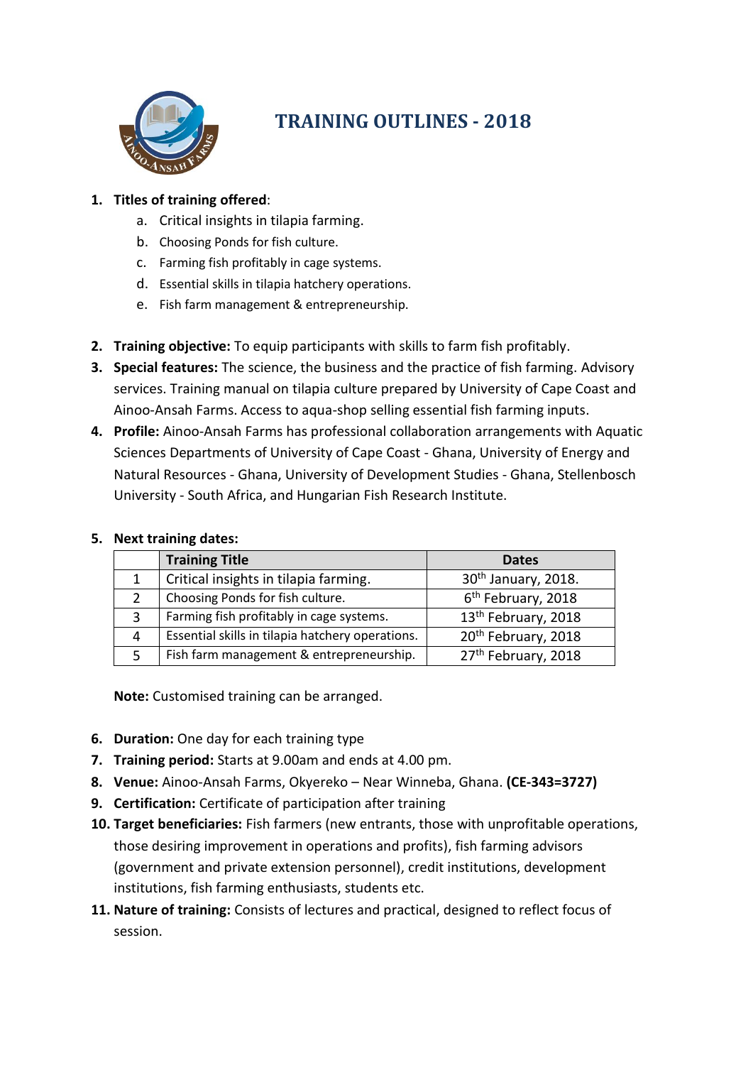# TRAINING OUTLINES - 2018

1. **Titles of training offered**:
   a. Critical insights in tilapia farming.
   b. Choosing Ponds for fish culture.
   c. Farming fish profitably in cage systems.
   d. Essential skills in tilapia hatchery operations.
   e. Fish farm management & entrepreneurship.

2. **Training objective:** To equip participants with skills to farm fish profitably.
3. **Special features:** The science, the business and the practice of fish farming. Advisory services. Training manual on tilapia culture prepared by University of Cape Coast and Ainoo-Ansah Farms. Access to aqua-shop selling essential fish farming inputs.
4. **Profile:** Ainoo-Ansah Farms has professional collaboration arrangements with Aquatic Sciences Departments of University of Cape Coast - Ghana, University of Energy and Natural Resources - Ghana, University of Development Studies - Ghana, Stellenbosch University - South Africa, and Hungarian Fish Research Institute.

5. **Next training dates:**

| | Training Title | Dates |
|---|---|---|
| 1 | Critical insights in tilapia farming. | 30th January, 2018. |
| 2 | Choosing Ponds for fish culture. | 6th February, 2018 |
| 3 | Farming fish profitably in cage systems. | 13th February, 2018 |
| 4 | Essential skills in tilapia hatchery operations. | 20th February, 2018 |
| 5 | Fish farm management & entrepreneurship. | 27th February, 2018 |

**Note:** Customised training can be arranged.

6. **Duration:** One day for each training type
7. **Training period:** Starts at 9.00am and ends at 4.00 pm.
8. **Venue:** Ainoo-Ansah Farms, Okyereko – Near Winneba, Ghana. **(CE-343=3727)**
9. **Certification:** Certificate of participation after training
10. **Target beneficiaries:** Fish farmers (new entrants, those with unprofitable operations, those desiring improvement in operations and profits), fish farming advisors (government and private extension personnel), credit institutions, development institutions, fish farming enthusiasts, students etc.
11. **Nature of training:** Consists of lectures and practical, designed to reflect focus of session.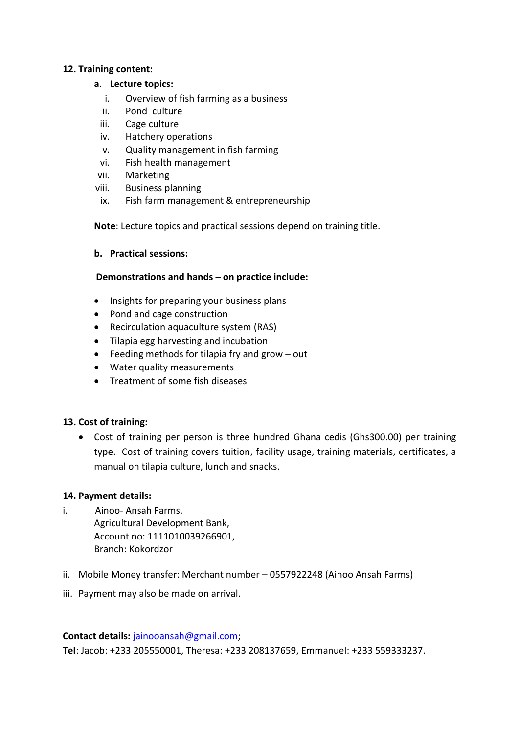**12. Training content:**

**a. Lecture topics:**

i. Overview of fish farming as a business
ii. Pond culture
iii. Cage culture
iv. Hatchery operations
v. Quality management in fish farming
vi. Fish health management
vii. Marketing
viii. Business planning
ix. Fish farm management & entrepreneurship

**Note**: Lecture topics and practical sessions depend on training title.

**b. Practical sessions:**

**Demonstrations and hands – on practice include:**

- Insights for preparing your business plans
- Pond and cage construction
- Recirculation aquaculture system (RAS)
- Tilapia egg harvesting and incubation
- Feeding methods for tilapia fry and grow – out
- Water quality measurements
- Treatment of some fish diseases

**13. Cost of training:**

- Cost of training per person is three hundred Ghana cedis (Ghs300.00) per training type. Cost of training covers tuition, facility usage, training materials, certificates, a manual on tilapia culture, lunch and snacks.

**14. Payment details:**

i. Ainoo- Ansah Farms,
Agricultural Development Bank,
Account no: 1111010039266901,
Branch: Kokordzor

ii. Mobile Money transfer: Merchant number – 0557922248 (Ainoo Ansah Farms)

iii. Payment may also be made on arrival.

**Contact details:** jainooansah@gmail.com;
**Tel**: Jacob: +233 205550001, Theresa: +233 208137659, Emmanuel: +233 559333237.